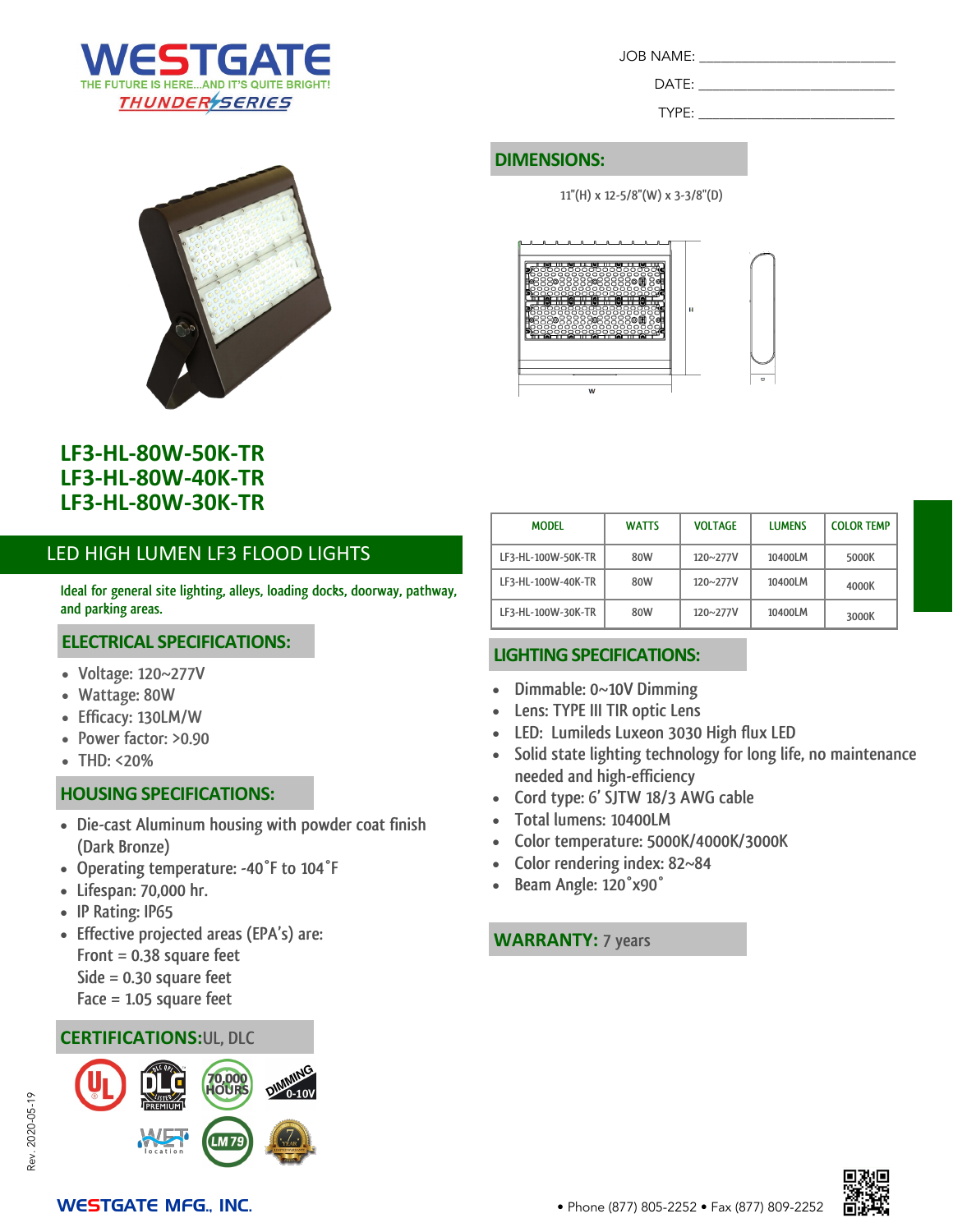# WESTGATE

THE FUTURE IS HERE...AND IT'S QUITE BRIGHT!

THUNDER SERIES

JOB NAME: ______________________

DATE: ______________________

TYPE: ______________________

## DIMENSIONS:

11"(H) x 12-5/8"(W) x 3-3/8"(D)

## LF3-HL-80W-50K-TR
## LF3-HL-80W-40K-TR
## LF3-HL-80W-30K-TR

| MODEL | WATTS | VOLTAGE | LUMENS | COLOR TEMP |
|---|---|---|---|---|
| LF3-HL-100W-50K-TR | 80W | 120~277V | 10400LM | 5000K |
| LF3-HL-100W-40K-TR | 80W | 120~277V | 10400LM | 4000K |
| LF3-HL-100W-30K-TR | 80W | 120~277V | 10400LM | 3000K |

## LED HIGH LUMEN LF3 FLOOD LIGHTS

Ideal for general site lighting, alleys, loading docks, doorway, pathway, and parking areas.

### ELECTRICAL SPECIFICATIONS:

- Voltage: 120~277V
- Wattage: 80W
- Efficacy: 130LM/W
- Power factor: >0.90
- THD: <20%

### HOUSING SPECIFICATIONS:

- Die-cast Aluminum housing with powder coat finish (Dark Bronze)
- Operating temperature: -40˚F to 104˚F
- Lifespan: 70,000 hr.
- IP Rating: IP65
- Effective projected areas (EPA's) are:
  Front = 0.38 square feet
  Side = 0.30 square feet
  Face = 1.05 square feet

### CERTIFICATIONS: UL, DLC

### LIGHTING SPECIFICATIONS:

- Dimmable: 0~10V Dimming
- Lens: TYPE III TIR optic Lens
- LED: Lumileds Luxeon 3030 High flux LED
- Solid state lighting technology for long life, no maintenance needed and high-efficiency
- Cord type: 6' SJTW 18/3 AWG cable
- Total lumens: 10400LM
- Color temperature: 5000K/4000K/3000K
- Color rendering index: 82~84
- Beam Angle: 120˚x90˚

### WARRANTY: 7 years

Rev. 2020-05-19

WESTGATE MFG., INC. • Phone (877) 805-2252 • Fax (877) 809-2252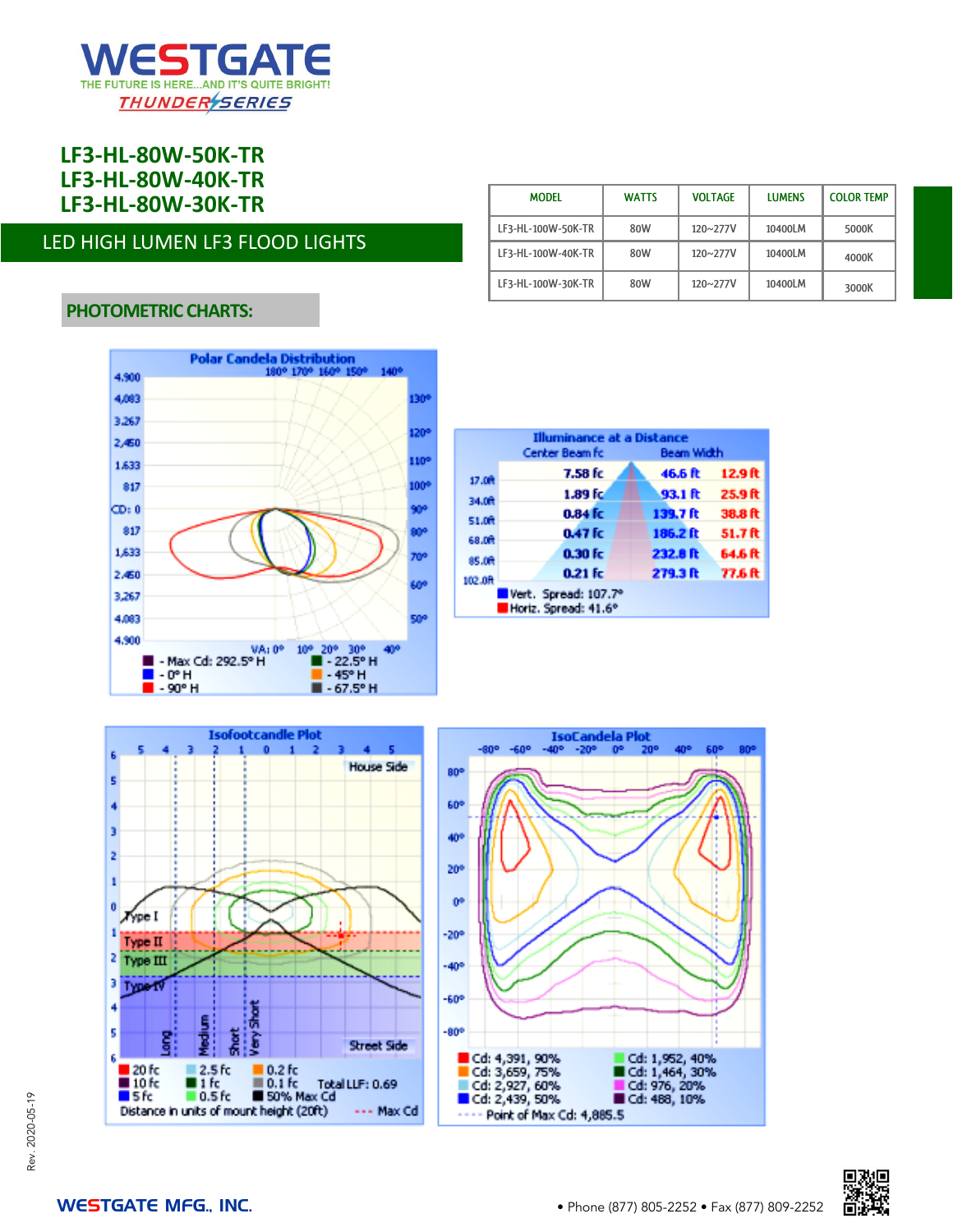# LF3-HL-80W-50K-TR
# LF3-HL-80W-40K-TR
# LF3-HL-80W-30K-TR

## LED HIGH LUMEN LF3 FLOOD LIGHTS

| MODEL | WATTS | VOLTAGE | LUMENS | COLOR TEMP |
|---|---|---|---|---|
| LF3-HL-100W-50K-TR | 80W | 120~277V | 10400LM | 5000K |
| LF3-HL-100W-40K-TR | 80W | 120~277V | 10400LM | 4000K |
| LF3-HL-100W-30K-TR | 80W | 120~277V | 10400LM | 3000K |

### PHOTOMETRIC CHARTS:

**Polar Candela Distribution**

- Max Cd: 292.5° H
- 0° H
- 90° H
- 22.5° H
- 45° H
- 67.5° H

**Illuminance at a Distance**

| Distance | Center Beam fc | Beam Width | |
|---|---|---|---|
| 17.0ft | 7.58 fc | 46.6 ft | 12.9 ft |
| 34.0ft | 1.89 fc | 93.1 ft | 25.9 ft |
| 51.0ft | 0.84 fc | 139.7 ft | 38.8 ft |
| 68.0ft | 0.47 fc | 186.2 ft | 51.7 ft |
| 85.0ft | 0.30 fc | 232.8 ft | 64.6 ft |
| 102.0ft | 0.21 fc | 279.3 ft | 77.6 ft |

Vert. Spread: 107.7°
Horiz. Spread: 41.6°

**Isofootcandle Plot**

House Side / Street Side

Type I, Type II, Type III, Type IV; Long, Medium, Short, Very Short

- 20 fc
- 10 fc
- 5 fc
- 2.5 fc
- 1 fc
- 0.5 fc
- 0.2 fc
- 0.1 fc
- 50% Max Cd

Total LLF: 0.69

Distance in units of mount height (20ft) --- Max Cd

**IsoCandela Plot**

- Cd: 4,391, 90%
- Cd: 3,659, 75%
- Cd: 2,927, 60%
- Cd: 2,439, 50%
- Cd: 1,952, 40%
- Cd: 1,464, 30%
- Cd: 976, 20%
- Cd: 488, 10%

Point of Max Cd: 4,885.5

Rev. 2020-05-19

WESTGATE MFG., INC. • Phone (877) 805-2252 • Fax (877) 809-2252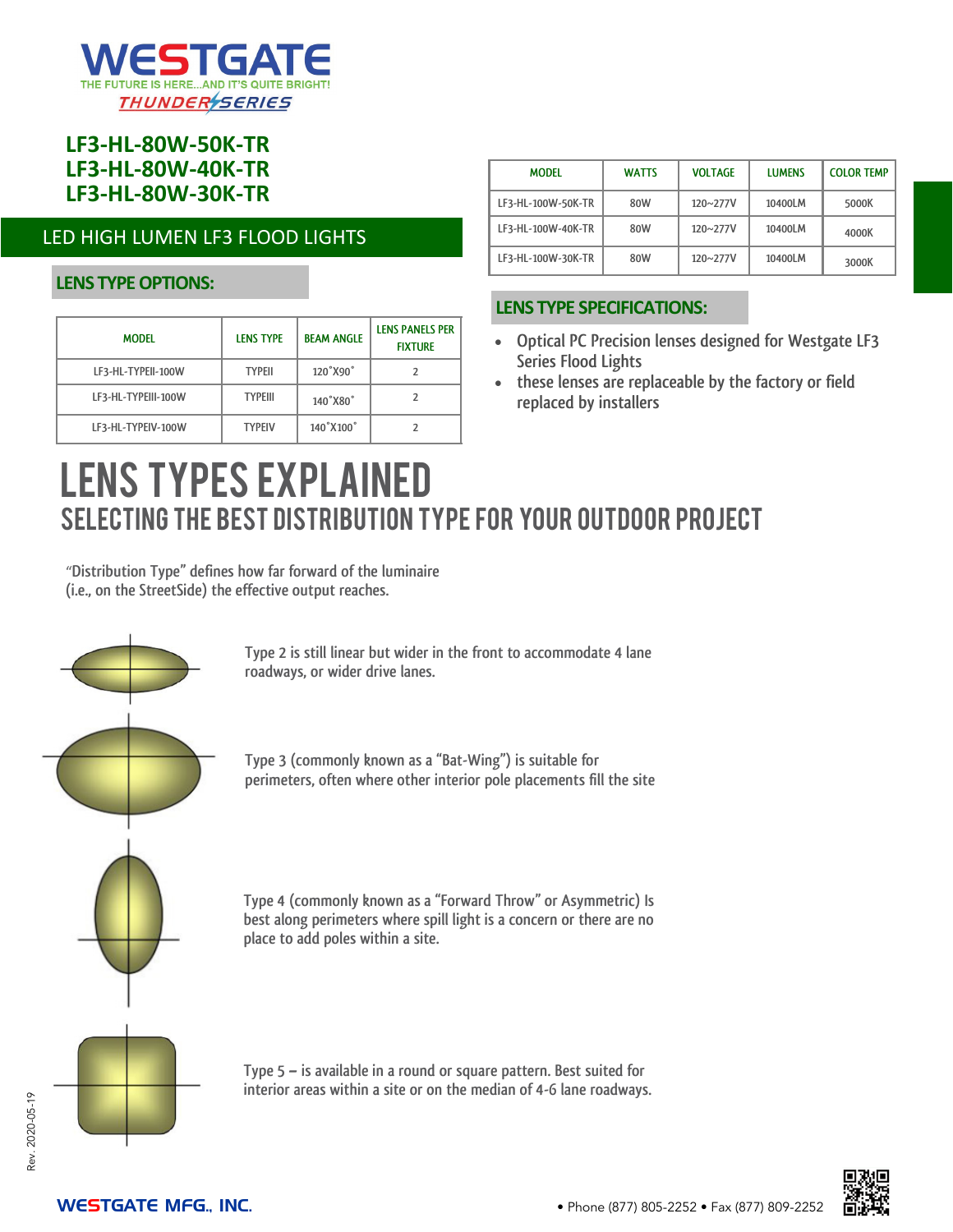# WESTGATE

THE FUTURE IS HERE...AND IT'S QUITE BRIGHT!

THUNDER SERIES

## LF3-HL-80W-50K-TR
## LF3-HL-80W-40K-TR
## LF3-HL-80W-30K-TR

| MODEL | WATTS | VOLTAGE | LUMENS | COLOR TEMP |
|---|---|---|---|---|
| LF3-HL-100W-50K-TR | 80W | 120~277V | 10400LM | 5000K |
| LF3-HL-100W-40K-TR | 80W | 120~277V | 10400LM | 4000K |
| LF3-HL-100W-30K-TR | 80W | 120~277V | 10400LM | 3000K |

## LED HIGH LUMEN LF3 FLOOD LIGHTS

### LENS TYPE OPTIONS:

| MODEL | LENS TYPE | BEAM ANGLE | LENS PANELS PER FIXTURE |
|---|---|---|---|
| LF3-HL-TYPEII-100W | TYPEII | 120˚X90˚ | 2 |
| LF3-HL-TYPEIII-100W | TYPEIII | 140˚X80˚ | 2 |
| LF3-HL-TYPEIV-100W | TYPEIV | 140˚X100˚ | 2 |

### LENS TYPE SPECIFICATIONS:

- Optical PC Precision lenses designed for Westgate LF3 Series Flood Lights
- these lenses are replaceable by the factory or field replaced by installers

# LENS TYPES EXPLAINED

## SELECTING THE BEST DISTRIBUTION TYPE FOR YOUR OUTDOOR PROJECT

"Distribution Type" defines how far forward of the luminaire (i.e., on the StreetSide) the effective output reaches.

Type 2 is still linear but wider in the front to accommodate 4 lane roadways, or wider drive lanes.

Type 3 (commonly known as a "Bat-Wing") is suitable for perimeters, often where other interior pole placements fill the site

Type 4 (commonly known as a "Forward Throw" or Asymmetric) Is best along perimeters where spill light is a concern or there are no place to add poles within a site.

Type 5 – is available in a round or square pattern. Best suited for interior areas within a site or on the median of 4-6 lane roadways.

Rev. 2020-05-19

WESTGATE MFG., INC. • Phone (877) 805-2252 • Fax (877) 809-2252